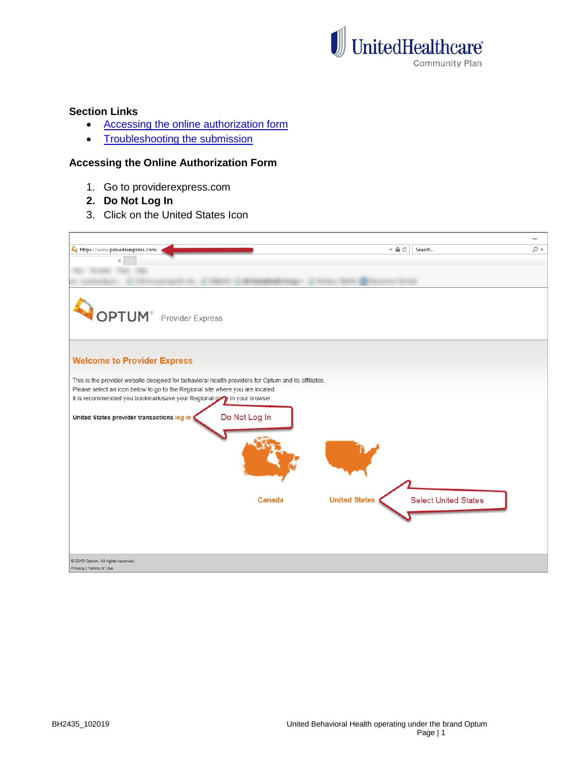### Section Links

- Accessing the online authorization form
- Troubleshooting the submission

### Accessing the Online Authorization Form

1. Go to providerexpress.com
2. **Do Not Log In**
3. Click on the United States Icon

BH2435_102019

United Behavioral Health operating under the brand Optum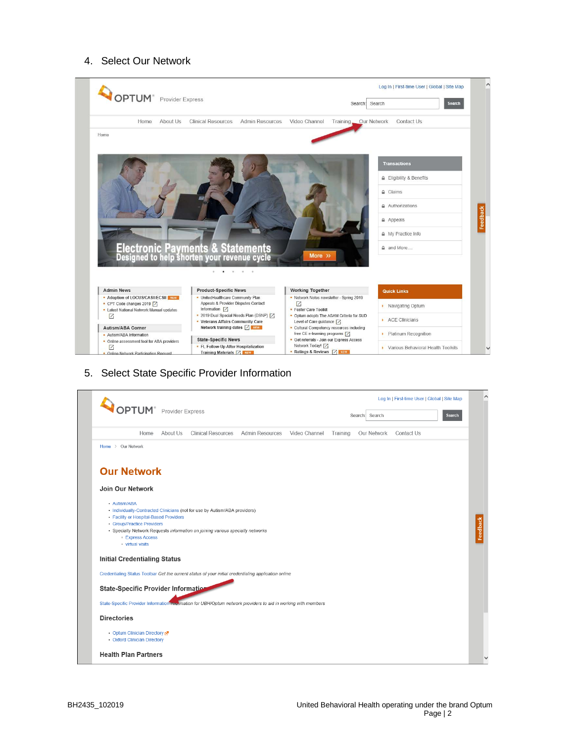4. Select Our Network

5. Select State Specific Provider Information

BH2435_102019

United Behavioral Health operating under the brand Optum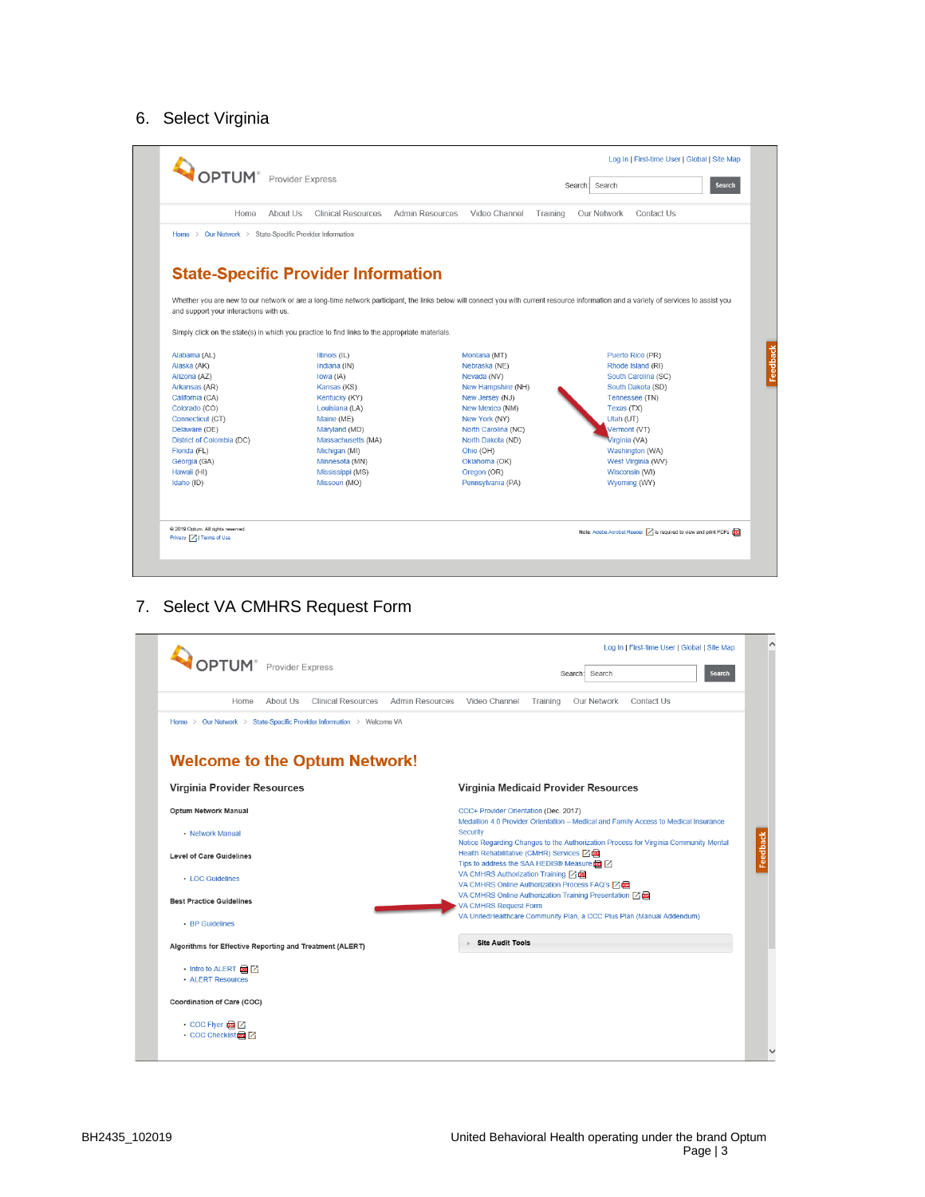6. Select Virginia

Log In | First-time User | Global | Site Map

OPTUM® Provider Express

Search: Search

Home About Us Clinical Resources Admin Resources Video Channel Training Our Network Contact Us

Home > Our Network > State-Specific Provider Information

## State-Specific Provider Information

Whether you are new to our network or are a long-time network participant, the links below will connect you with current resource information and a variety of services to assist you and support your interactions with us.

Simply click on the state(s) in which you practice to find links to the appropriate materials.

| | | | |
|---|---|---|---|
| Alabama (AL) | Illinois (IL) | Montana (MT) | Puerto Rico (PR) |
| Alaska (AK) | Indiana (IN) | Nebraska (NE) | Rhode Island (RI) |
| Arizona (AZ) | Iowa (IA) | Nevada (NV) | South Carolina (SC) |
| Arkansas (AR) | Kansas (KS) | New Hampshire (NH) | South Dakota (SD) |
| California (CA) | Kentucky (KY) | New Jersey (NJ) | Tennessee (TN) |
| Colorado (CO) | Louisiana (LA) | New Mexico (NM) | Texas (TX) |
| Connecticut (CT) | Maine (ME) | New York (NY) | Utah (UT) |
| Delaware (DE) | Maryland (MD) | North Carolina (NC) | Vermont (VT) |
| District of Colombia (DC) | Massachusetts (MA) | North Dakota (ND) | Virginia (VA) |
| Florida (FL) | Michigan (MI) | Ohio (OH) | Washington (WA) |
| Georgia (GA) | Minnesota (MN) | Oklahoma (OK) | West Virginia (WV) |
| Hawaii (HI) | Mississippi (MS) | Oregon (OR) | Wisconsin (WI) |
| Idaho (ID) | Missouri (MO) | Pennsylvania (PA) | Wyoming (WY) |

© 2019 Optum. All rights reserved.
Privacy | Terms of Use

Note: Adobe Acrobat Reader is required to view and print PDFs

7. Select VA CMHRS Request Form

Log In | First-time User | Global | Site Map

OPTUM® Provider Express

Search: Search

Home About Us Clinical Resources Admin Resources Video Channel Training Our Network Contact Us

Home > Our Network > State-Specific Provider Information > Welcome VA

## Welcome to the Optum Network!

### Virginia Provider Resources

**Optum Network Manual**

- Network Manual

**Level of Care Guidelines**

- LOC Guidelines

**Best Practice Guidelines**

- BP Guidelines

**Algorithms for Effective Reporting and Treatment (ALERT)**

- Intro to ALERT
- ALERT Resources

**Coordination of Care (COC)**

- COC Flyer
- COC Checklist

### Virginia Medicaid Provider Resources

- CCC+ Provider Orientation (Dec. 2017)
- Medallion 4.0 Provider Orientation – Medical and Family Access to Medical Insurance Security
- Notice Regarding Changes to the Authorization Process for Virginia Community Mental Health Rehabilitative (CMHR) Services
- Tips to address the SAA HEDIS® Measure
- VA CMHRS Authorization Training
- VA CMHRS Online Authorization Process FAQ's
- VA CMHRS Online Authorization Training Presentation
- VA CMHRS Request Form
- VA UnitedHealthcare Community Plan, a CCC Plus Plan (Manual Addendum)

Site Audit Tools

BH2435_102019

United Behavioral Health operating under the brand Optum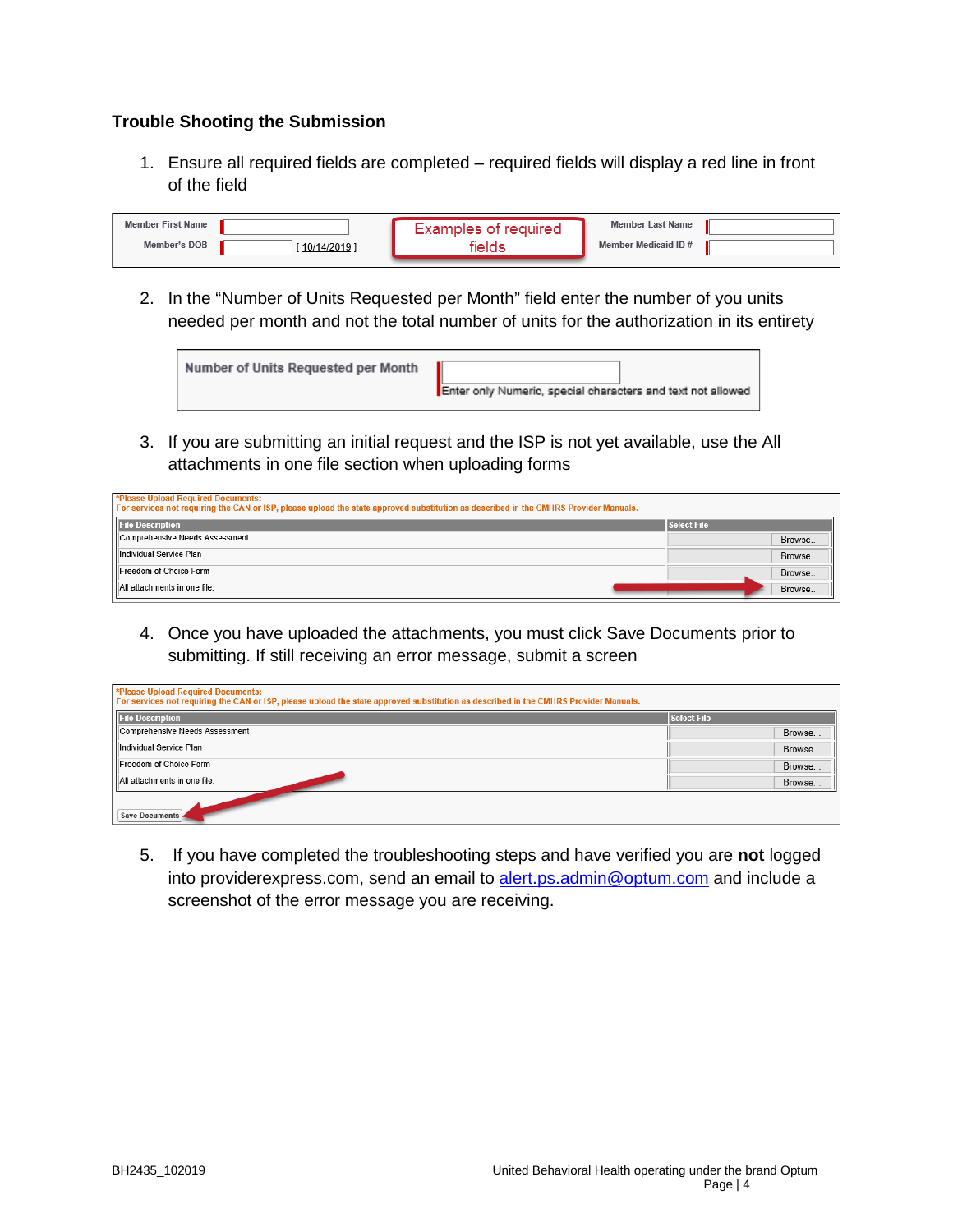### Trouble Shooting the Submission

1. Ensure all required fields are completed – required fields will display a red line in front of the field

Member First Name | Member's DOB [ 10/14/2019 ] | Examples of required fields | Member Last Name | Member Medicaid ID #

2. In the "Number of Units Requested per Month" field enter the number of you units needed per month and not the total number of units for the authorization in its entirety

Number of Units Requested per Month — Enter only Numeric, special characters and text not allowed

3. If you are submitting an initial request and the ISP is not yet available, use the All attachments in one file section when uploading forms

*Please Upload Required Documents:
For services not requiring the CAN or ISP, please upload the state approved substitution as described in the CMHRS Provider Manuals.

| File Description | Select File |
|---|---|
| Comprehensive Needs Assessment | Browse... |
| Individual Service Plan | Browse... |
| Freedom of Choice Form | Browse... |
| All attachments in one file: | Browse... |

4. Once you have uploaded the attachments, you must click Save Documents prior to submitting. If still receiving an error message, submit a screen

*Please Upload Required Documents:
For services not requiring the CAN or ISP, please upload the state approved substitution as described in the CMHRS Provider Manuals.

| File Description | Select File |
|---|---|
| Comprehensive Needs Assessment | Browse... |
| Individual Service Plan | Browse... |
| Freedom of Choice Form | Browse... |
| All attachments in one file: | Browse... |

Save Documents

5. If you have completed the troubleshooting steps and have verified you are **not** logged into providerexpress.com, send an email to alert.ps.admin@optum.com and include a screenshot of the error message you are receiving.

BH2435_102019

United Behavioral Health operating under the brand Optum